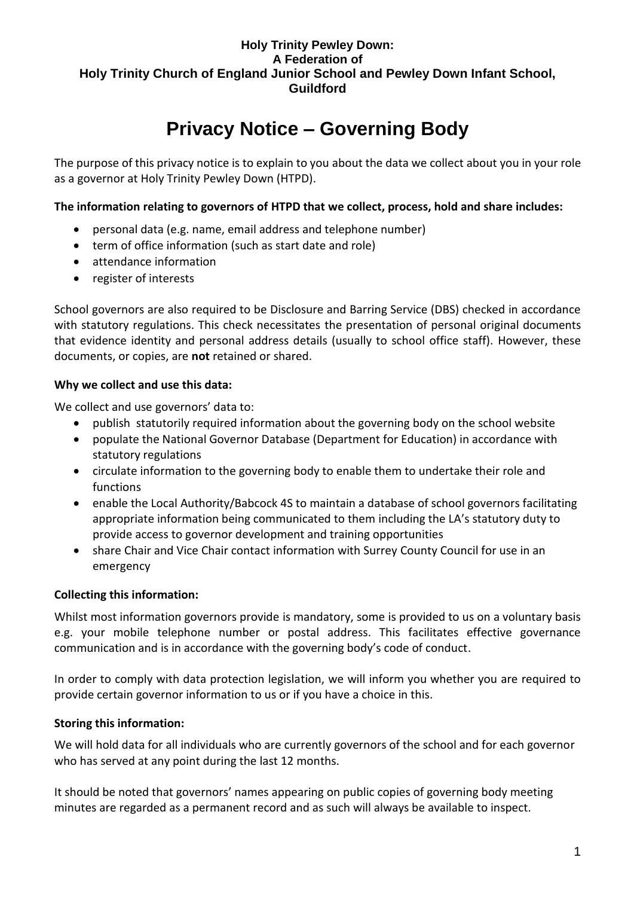**Holy Trinity Pewley Down:**
**A Federation of**
**Holy Trinity Church of England Junior School and Pewley Down Infant School, Guildford**

# Privacy Notice – Governing Body

The purpose of this privacy notice is to explain to you about the data we collect about you in your role as a governor at Holy Trinity Pewley Down (HTPD).

**The information relating to governors of HTPD that we collect, process, hold and share includes:**

- personal data (e.g. name, email address and telephone number)
- term of office information (such as start date and role)
- attendance information
- register of interests

School governors are also required to be Disclosure and Barring Service (DBS) checked in accordance with statutory regulations. This check necessitates the presentation of personal original documents that evidence identity and personal address details (usually to school office staff). However, these documents, or copies, are **not** retained or shared.

**Why we collect and use this data:**

We collect and use governors' data to:

- publish statutorily required information about the governing body on the school website
- populate the National Governor Database (Department for Education) in accordance with statutory regulations
- circulate information to the governing body to enable them to undertake their role and functions
- enable the Local Authority/Babcock 4S to maintain a database of school governors facilitating appropriate information being communicated to them including the LA's statutory duty to provide access to governor development and training opportunities
- share Chair and Vice Chair contact information with Surrey County Council for use in an emergency

**Collecting this information:**

Whilst most information governors provide is mandatory, some is provided to us on a voluntary basis e.g. your mobile telephone number or postal address. This facilitates effective governance communication and is in accordance with the governing body's code of conduct.

In order to comply with data protection legislation, we will inform you whether you are required to provide certain governor information to us or if you have a choice in this.

**Storing this information:**

We will hold data for all individuals who are currently governors of the school and for each governor who has served at any point during the last 12 months.

It should be noted that governors' names appearing on public copies of governing body meeting minutes are regarded as a permanent record and as such will always be available to inspect.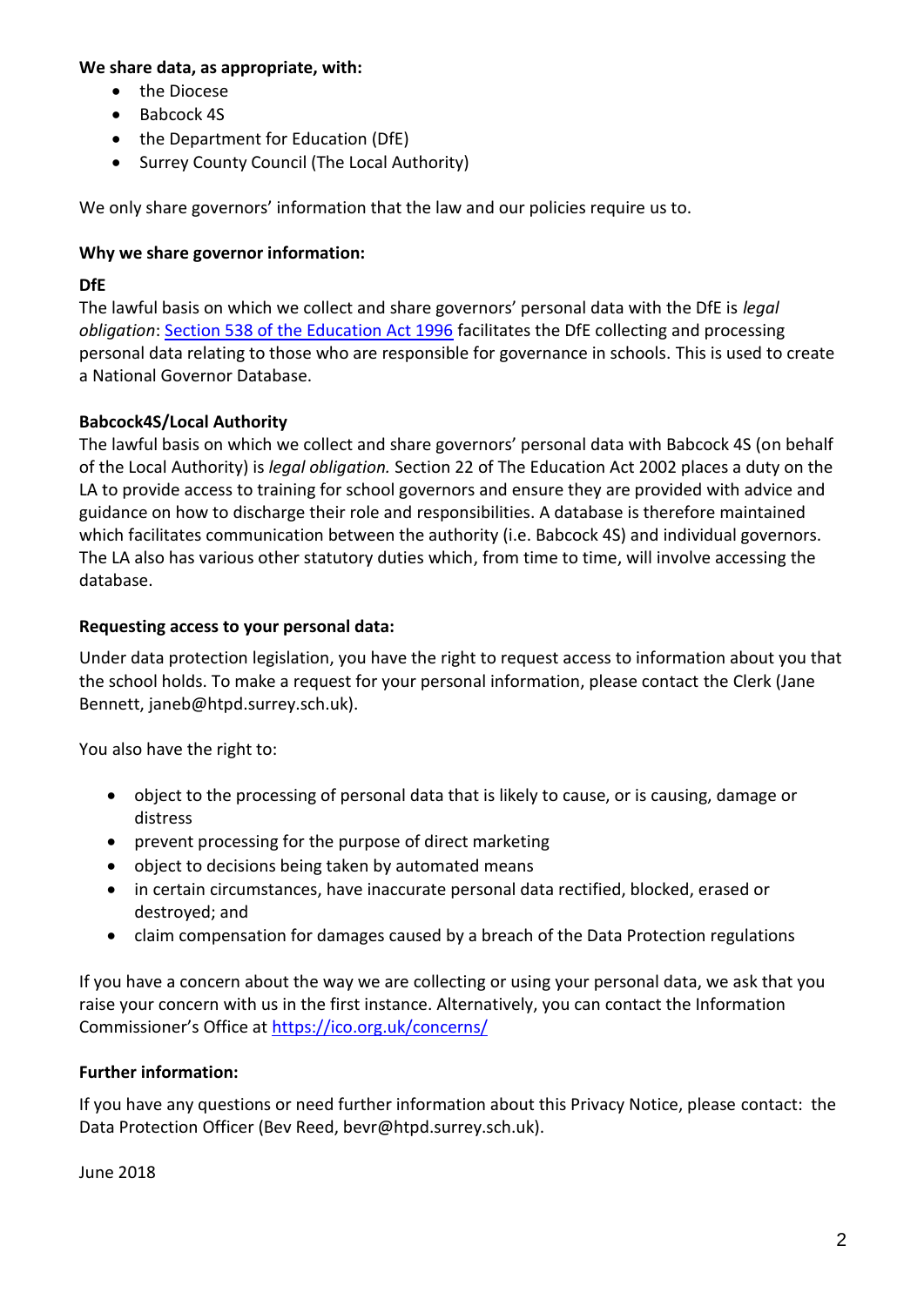**We share data, as appropriate, with:**

- the Diocese
- Babcock 4S
- the Department for Education (DfE)
- Surrey County Council (The Local Authority)

We only share governors' information that the law and our policies require us to.

**Why we share governor information:**

**DfE**

The lawful basis on which we collect and share governors' personal data with the DfE is *legal obligation*: [Section 538 of the Education Act 1996] facilitates the DfE collecting and processing personal data relating to those who are responsible for governance in schools. This is used to create a National Governor Database.

**Babcock4S/Local Authority**

The lawful basis on which we collect and share governors' personal data with Babcock 4S (on behalf of the Local Authority) is *legal obligation.* Section 22 of The Education Act 2002 places a duty on the LA to provide access to training for school governors and ensure they are provided with advice and guidance on how to discharge their role and responsibilities. A database is therefore maintained which facilitates communication between the authority (i.e. Babcock 4S) and individual governors. The LA also has various other statutory duties which, from time to time, will involve accessing the database.

**Requesting access to your personal data:**

Under data protection legislation, you have the right to request access to information about you that the school holds. To make a request for your personal information, please contact the Clerk (Jane Bennett, janeb@htpd.surrey.sch.uk).

You also have the right to:

- object to the processing of personal data that is likely to cause, or is causing, damage or distress
- prevent processing for the purpose of direct marketing
- object to decisions being taken by automated means
- in certain circumstances, have inaccurate personal data rectified, blocked, erased or destroyed; and
- claim compensation for damages caused by a breach of the Data Protection regulations

If you have a concern about the way we are collecting or using your personal data, we ask that you raise your concern with us in the first instance. Alternatively, you can contact the Information Commissioner's Office at https://ico.org.uk/concerns/

**Further information:**

If you have any questions or need further information about this Privacy Notice, please contact: the Data Protection Officer (Bev Reed, bevr@htpd.surrey.sch.uk).

June 2018